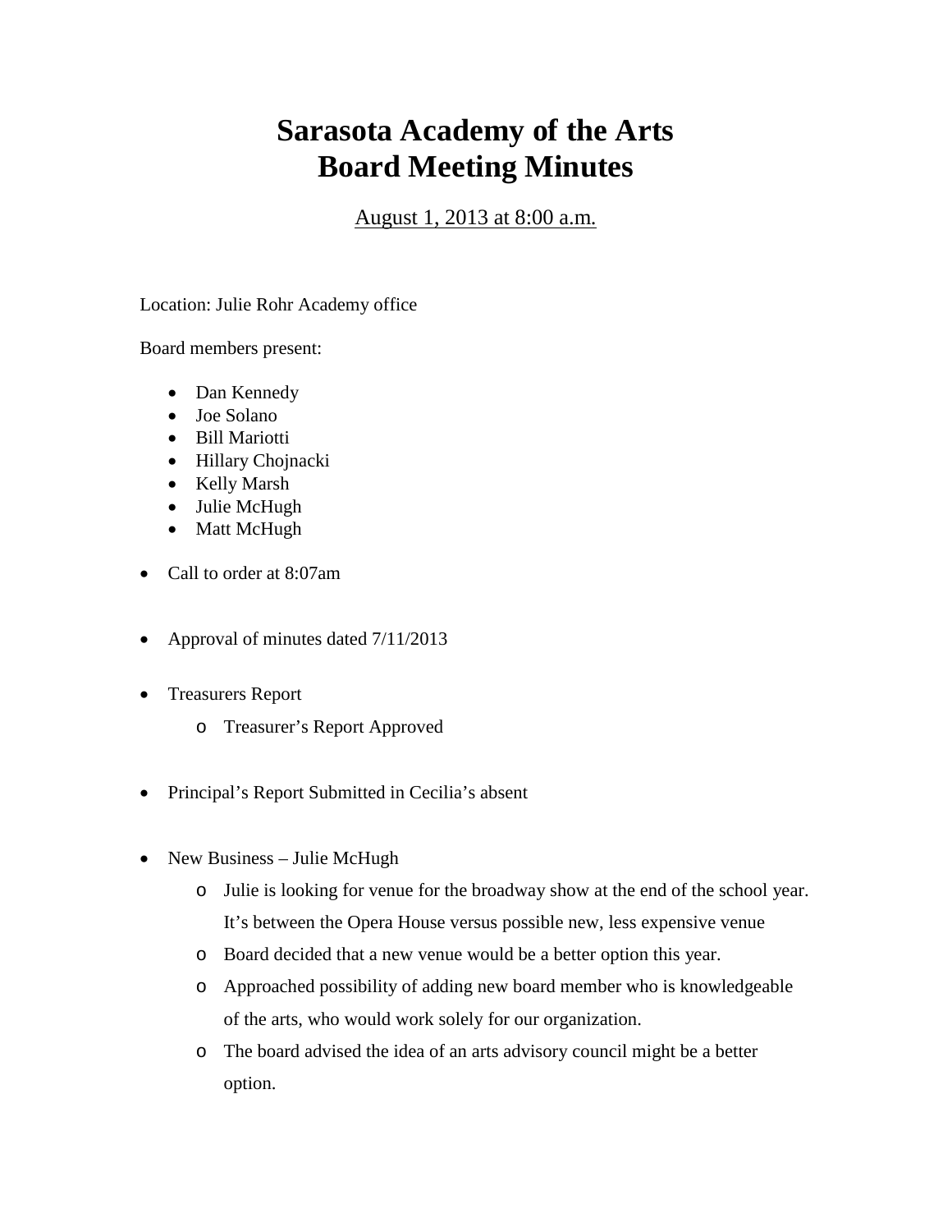# Sarasota Academy of the Arts
# Board Meeting Minutes

August 1, 2013 at 8:00 a.m.

Location: Julie Rohr Academy office

Board members present:

- Dan Kennedy
- Joe Solano
- Bill Mariotti
- Hillary Chojnacki
- Kelly Marsh
- Julie McHugh
- Matt McHugh

- Call to order at 8:07am

- Approval of minutes dated 7/11/2013

- Treasurers Report
  - Treasurer's Report Approved

- Principal's Report Submitted in Cecilia's absent

- New Business – Julie McHugh
  - Julie is looking for venue for the broadway show at the end of the school year. It's between the Opera House versus possible new, less expensive venue
  - Board decided that a new venue would be a better option this year.
  - Approached possibility of adding new board member who is knowledgeable of the arts, who would work solely for our organization.
  - The board advised the idea of an arts advisory council might be a better option.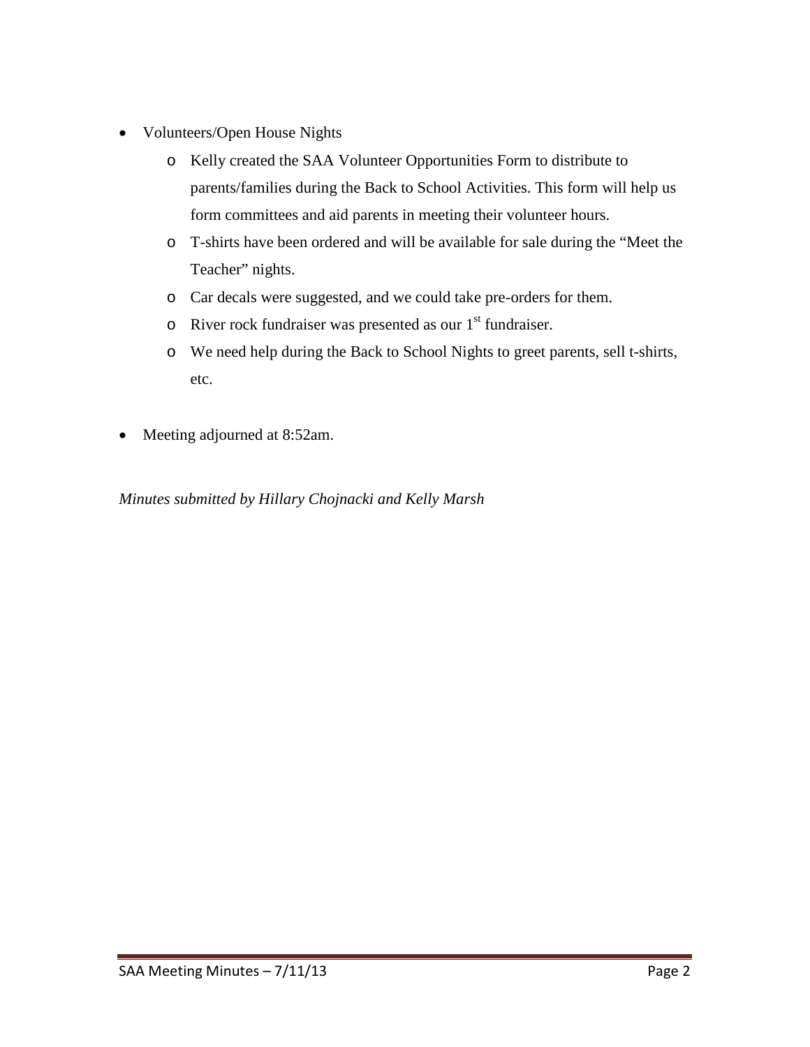- Volunteers/Open House Nights
  - Kelly created the SAA Volunteer Opportunities Form to distribute to parents/families during the Back to School Activities. This form will help us form committees and aid parents in meeting their volunteer hours.
  - T-shirts have been ordered and will be available for sale during the "Meet the Teacher" nights.
  - Car decals were suggested, and we could take pre-orders for them.
  - River rock fundraiser was presented as our 1st fundraiser.
  - We need help during the Back to School Nights to greet parents, sell t-shirts, etc.

- Meeting adjourned at 8:52am.

*Minutes submitted by Hillary Chojnacki and Kelly Marsh*